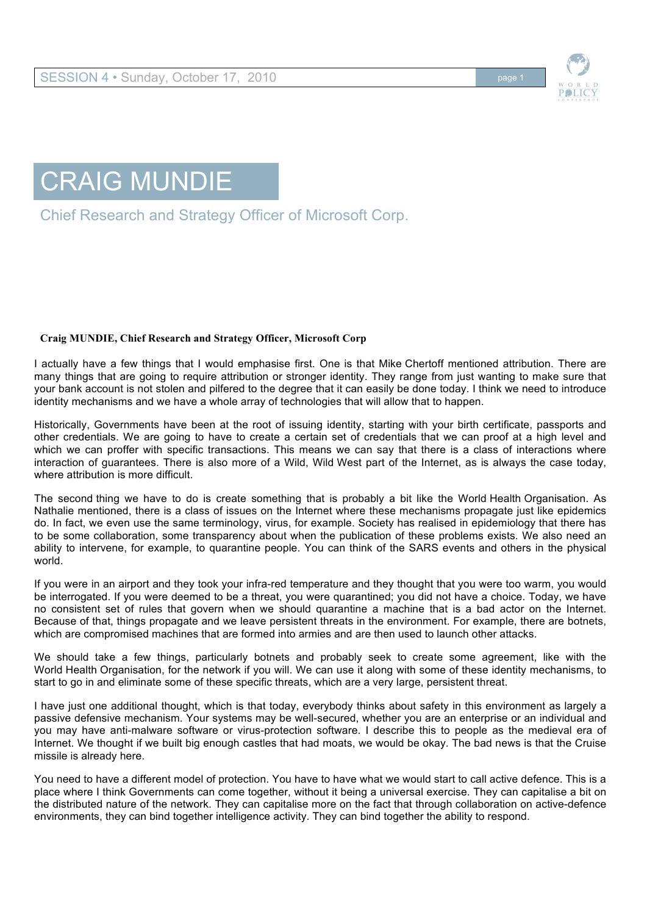# CRAIG MUNDIE

Chief Research and Strategy Officer of Microsoft Corp.

**Craig MUNDIE, Chief Research and Strategy Officer, Microsoft Corp**

I actually have a few things that I would emphasise first. One is that Mike Chertoff mentioned attribution. There are many things that are going to require attribution or stronger identity. They range from just wanting to make sure that your bank account is not stolen and pilfered to the degree that it can easily be done today. I think we need to introduce identity mechanisms and we have a whole array of technologies that will allow that to happen.

Historically, Governments have been at the root of issuing identity, starting with your birth certificate, passports and other credentials. We are going to have to create a certain set of credentials that we can proof at a high level and which we can proffer with specific transactions. This means we can say that there is a class of interactions where interaction of guarantees. There is also more of a Wild, Wild West part of the Internet, as is always the case today, where attribution is more difficult.

The second thing we have to do is create something that is probably a bit like the World Health Organisation. As Nathalie mentioned, there is a class of issues on the Internet where these mechanisms propagate just like epidemics do. In fact, we even use the same terminology, virus, for example. Society has realised in epidemiology that there has to be some collaboration, some transparency about when the publication of these problems exists. We also need an ability to intervene, for example, to quarantine people. You can think of the SARS events and others in the physical world.

If you were in an airport and they took your infra-red temperature and they thought that you were too warm, you would be interrogated. If you were deemed to be a threat, you were quarantined; you did not have a choice. Today, we have no consistent set of rules that govern when we should quarantine a machine that is a bad actor on the Internet. Because of that, things propagate and we leave persistent threats in the environment. For example, there are botnets, which are compromised machines that are formed into armies and are then used to launch other attacks.

We should take a few things, particularly botnets and probably seek to create some agreement, like with the World Health Organisation, for the network if you will. We can use it along with some of these identity mechanisms, to start to go in and eliminate some of these specific threats, which are a very large, persistent threat.

I have just one additional thought, which is that today, everybody thinks about safety in this environment as largely a passive defensive mechanism. Your systems may be well-secured, whether you are an enterprise or an individual and you may have anti-malware software or virus-protection software. I describe this to people as the medieval era of Internet. We thought if we built big enough castles that had moats, we would be okay. The bad news is that the Cruise missile is already here.

You need to have a different model of protection. You have to have what we would start to call active defence. This is a place where I think Governments can come together, without it being a universal exercise. They can capitalise a bit on the distributed nature of the network. They can capitalise more on the fact that through collaboration on active-defence environments, they can bind together intelligence activity. They can bind together the ability to respond.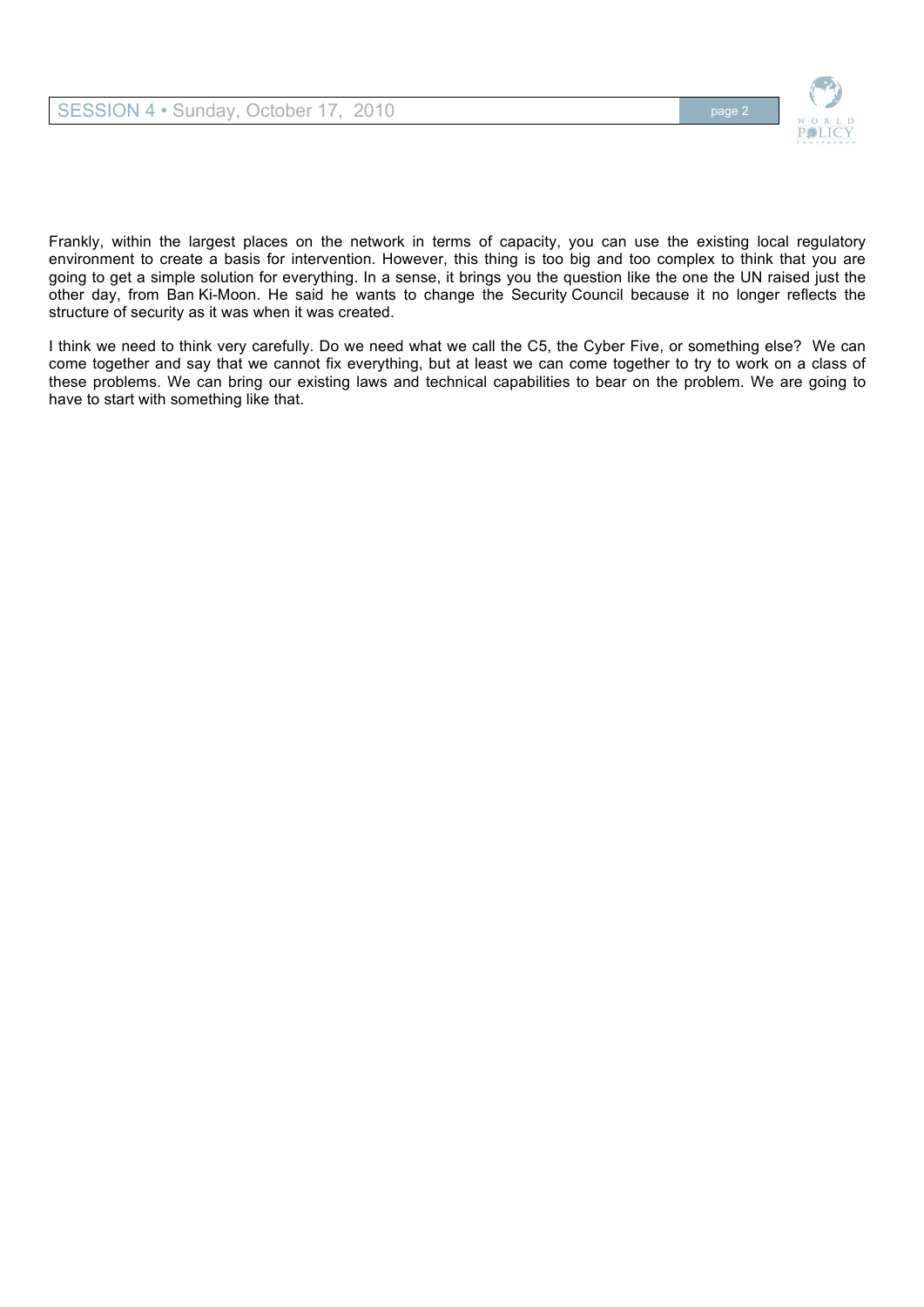Frankly, within the largest places on the network in terms of capacity, you can use the existing local regulatory environment to create a basis for intervention. However, this thing is too big and too complex to think that you are going to get a simple solution for everything. In a sense, it brings you the question like the one the UN raised just the other day, from Ban Ki-Moon. He said he wants to change the Security Council because it no longer reflects the structure of security as it was when it was created.

I think we need to think very carefully. Do we need what we call the C5, the Cyber Five, or something else? We can come together and say that we cannot fix everything, but at least we can come together to try to work on a class of these problems. We can bring our existing laws and technical capabilities to bear on the problem. We are going to have to start with something like that.